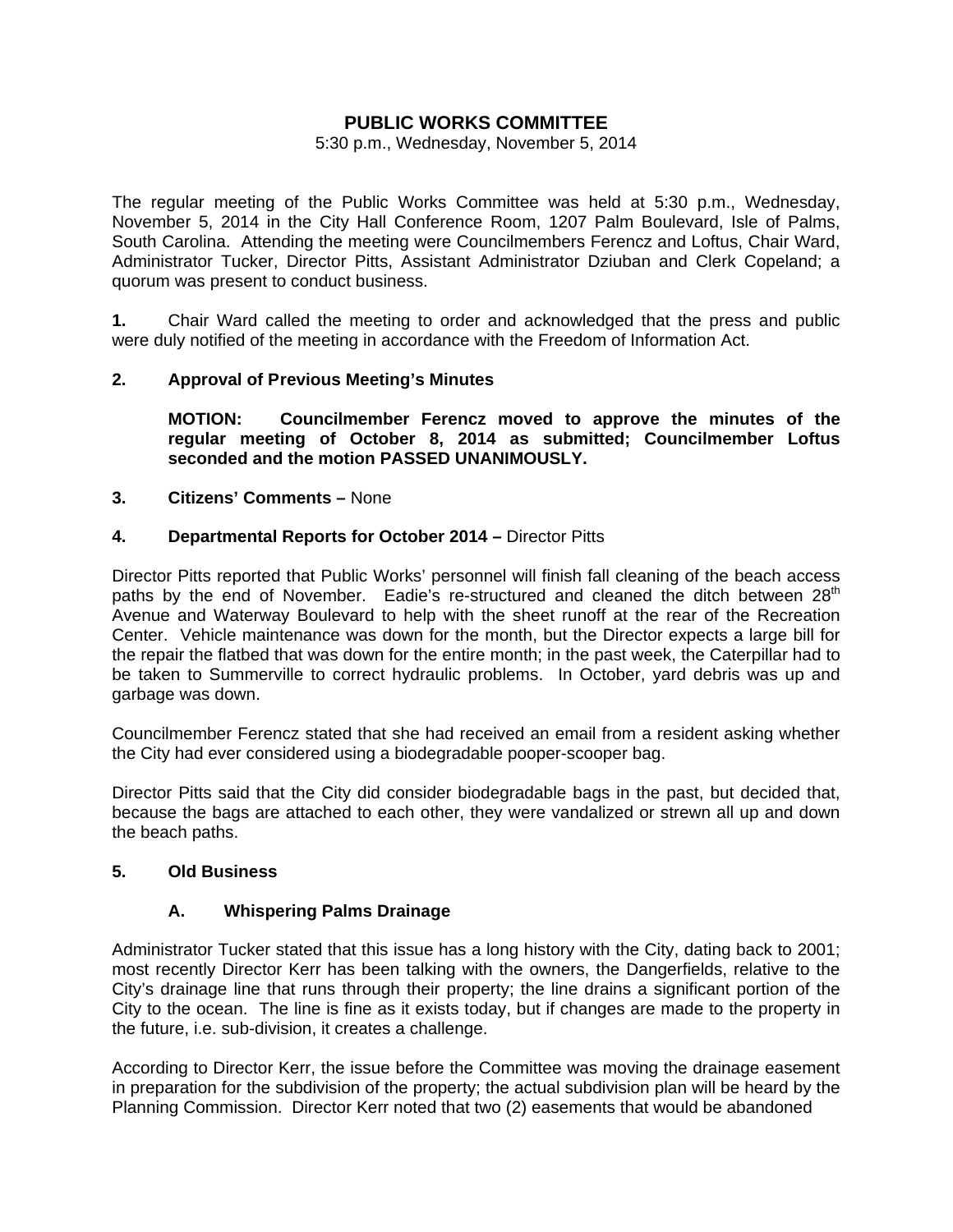# PUBLIC WORKS COMMITTEE

5:30 p.m., Wednesday, November 5, 2014

The regular meeting of the Public Works Committee was held at 5:30 p.m., Wednesday, November 5, 2014 in the City Hall Conference Room, 1207 Palm Boulevard, Isle of Palms, South Carolina. Attending the meeting were Councilmembers Ferencz and Loftus, Chair Ward, Administrator Tucker, Director Pitts, Assistant Administrator Dziuban and Clerk Copeland; a quorum was present to conduct business.

**1.** Chair Ward called the meeting to order and acknowledged that the press and public were duly notified of the meeting in accordance with the Freedom of Information Act.

**2. Approval of Previous Meeting's Minutes**

**MOTION: Councilmember Ferencz moved to approve the minutes of the regular meeting of October 8, 2014 as submitted; Councilmember Loftus seconded and the motion PASSED UNANIMOUSLY.**

**3. Citizens' Comments –** None

**4. Departmental Reports for October 2014 –** Director Pitts

Director Pitts reported that Public Works' personnel will finish fall cleaning of the beach access paths by the end of November. Eadie's re-structured and cleaned the ditch between 28th Avenue and Waterway Boulevard to help with the sheet runoff at the rear of the Recreation Center. Vehicle maintenance was down for the month, but the Director expects a large bill for the repair the flatbed that was down for the entire month; in the past week, the Caterpillar had to be taken to Summerville to correct hydraulic problems. In October, yard debris was up and garbage was down.

Councilmember Ferencz stated that she had received an email from a resident asking whether the City had ever considered using a biodegradable pooper-scooper bag.

Director Pitts said that the City did consider biodegradable bags in the past, but decided that, because the bags are attached to each other, they were vandalized or strewn all up and down the beach paths.

**5. Old Business**

**A. Whispering Palms Drainage**

Administrator Tucker stated that this issue has a long history with the City, dating back to 2001; most recently Director Kerr has been talking with the owners, the Dangerfields, relative to the City's drainage line that runs through their property; the line drains a significant portion of the City to the ocean. The line is fine as it exists today, but if changes are made to the property in the future, i.e. sub-division, it creates a challenge.

According to Director Kerr, the issue before the Committee was moving the drainage easement in preparation for the subdivision of the property; the actual subdivision plan will be heard by the Planning Commission. Director Kerr noted that two (2) easements that would be abandoned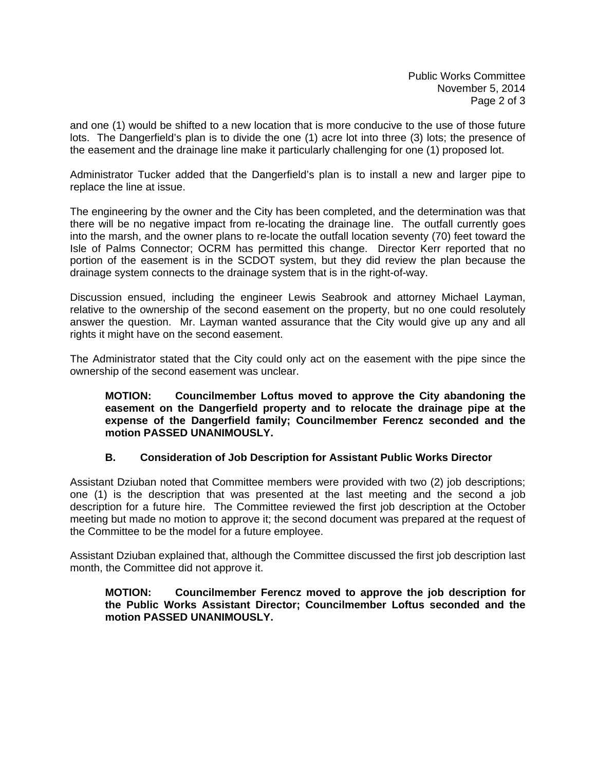and one (1) would be shifted to a new location that is more conducive to the use of those future lots. The Dangerfield's plan is to divide the one (1) acre lot into three (3) lots; the presence of the easement and the drainage line make it particularly challenging for one (1) proposed lot.

Administrator Tucker added that the Dangerfield's plan is to install a new and larger pipe to replace the line at issue.

The engineering by the owner and the City has been completed, and the determination was that there will be no negative impact from re-locating the drainage line. The outfall currently goes into the marsh, and the owner plans to re-locate the outfall location seventy (70) feet toward the Isle of Palms Connector; OCRM has permitted this change. Director Kerr reported that no portion of the easement is in the SCDOT system, but they did review the plan because the drainage system connects to the drainage system that is in the right-of-way.

Discussion ensued, including the engineer Lewis Seabrook and attorney Michael Layman, relative to the ownership of the second easement on the property, but no one could resolutely answer the question. Mr. Layman wanted assurance that the City would give up any and all rights it might have on the second easement.

The Administrator stated that the City could only act on the easement with the pipe since the ownership of the second easement was unclear.

> **MOTION: Councilmember Loftus moved to approve the City abandoning the easement on the Dangerfield property and to relocate the drainage pipe at the expense of the Dangerfield family; Councilmember Ferencz seconded and the motion PASSED UNANIMOUSLY.**

**B. Consideration of Job Description for Assistant Public Works Director**

Assistant Dziuban noted that Committee members were provided with two (2) job descriptions; one (1) is the description that was presented at the last meeting and the second a job description for a future hire. The Committee reviewed the first job description at the October meeting but made no motion to approve it; the second document was prepared at the request of the Committee to be the model for a future employee.

Assistant Dziuban explained that, although the Committee discussed the first job description last month, the Committee did not approve it.

> **MOTION: Councilmember Ferencz moved to approve the job description for the Public Works Assistant Director; Councilmember Loftus seconded and the motion PASSED UNANIMOUSLY.**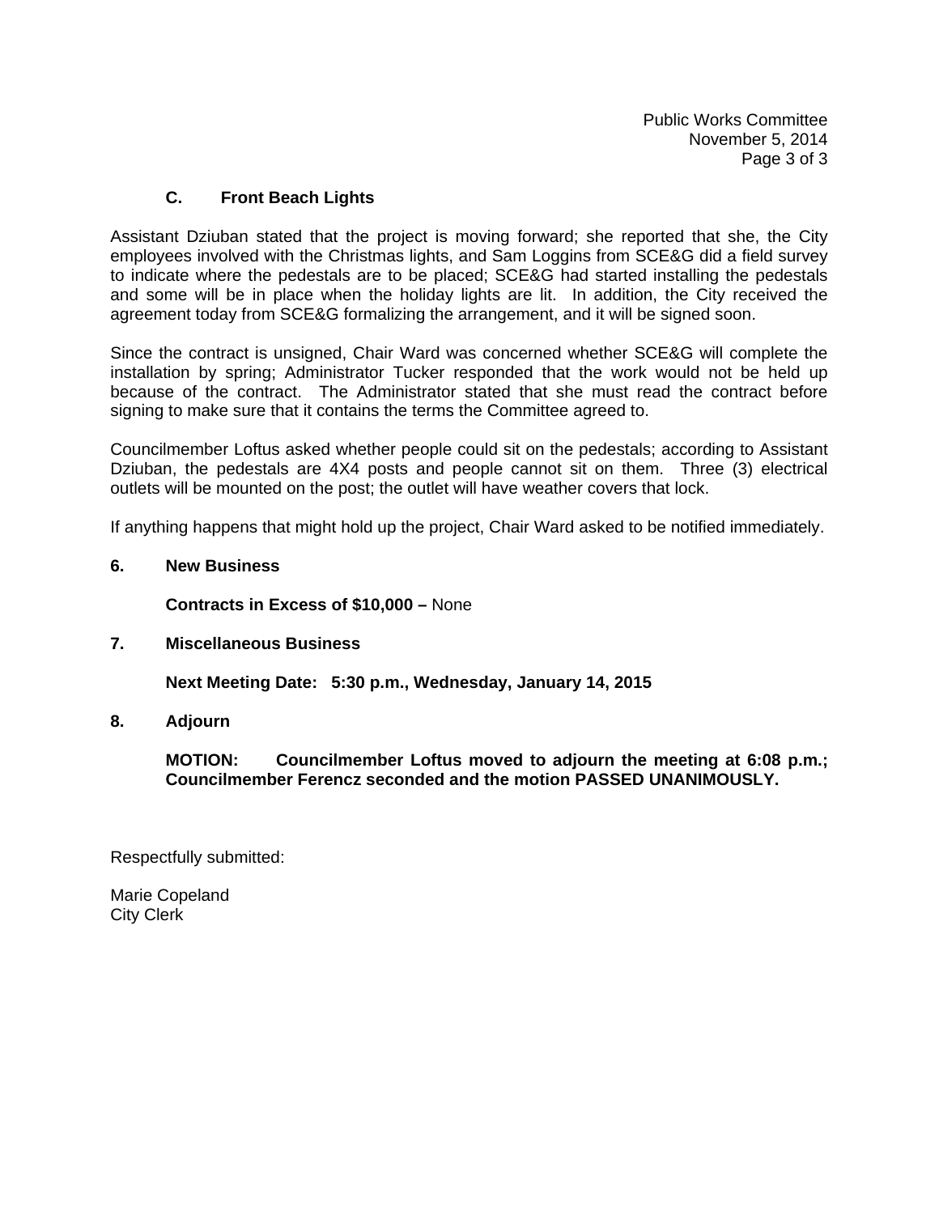**C. Front Beach Lights**

Assistant Dziuban stated that the project is moving forward; she reported that she, the City employees involved with the Christmas lights, and Sam Loggins from SCE&G did a field survey to indicate where the pedestals are to be placed; SCE&G had started installing the pedestals and some will be in place when the holiday lights are lit. In addition, the City received the agreement today from SCE&G formalizing the arrangement, and it will be signed soon.

Since the contract is unsigned, Chair Ward was concerned whether SCE&G will complete the installation by spring; Administrator Tucker responded that the work would not be held up because of the contract. The Administrator stated that she must read the contract before signing to make sure that it contains the terms the Committee agreed to.

Councilmember Loftus asked whether people could sit on the pedestals; according to Assistant Dziuban, the pedestals are 4X4 posts and people cannot sit on them. Three (3) electrical outlets will be mounted on the post; the outlet will have weather covers that lock.

If anything happens that might hold up the project, Chair Ward asked to be notified immediately.

**6. New Business**

**Contracts in Excess of $10,000 –** None

**7. Miscellaneous Business**

**Next Meeting Date: 5:30 p.m., Wednesday, January 14, 2015**

**8. Adjourn**

**MOTION: Councilmember Loftus moved to adjourn the meeting at 6:08 p.m.; Councilmember Ferencz seconded and the motion PASSED UNANIMOUSLY.**

Respectfully submitted:

Marie Copeland
City Clerk